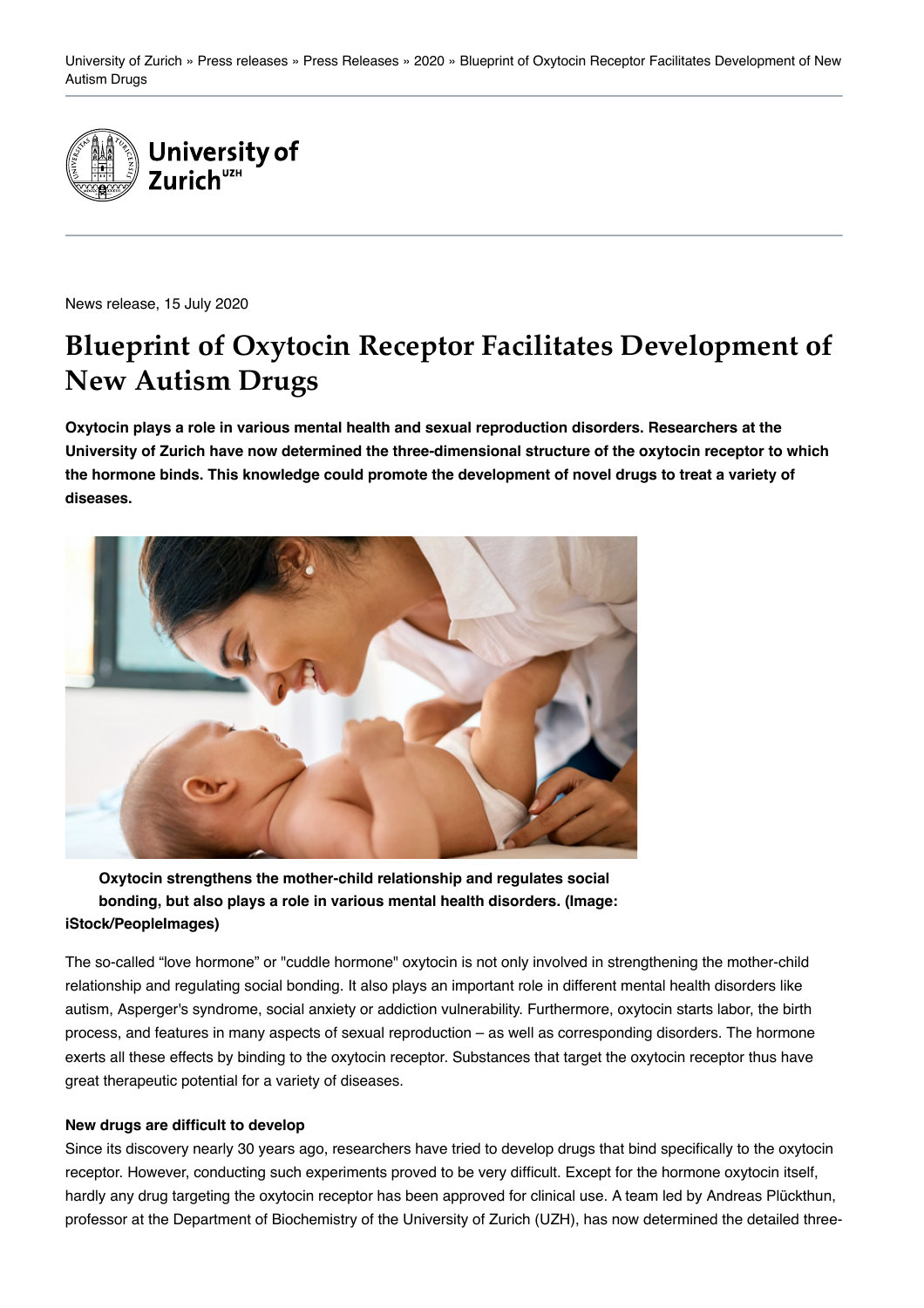University of Zurich » Press releases » Press Releases » 2020 » Blueprint of Oxytocin Receptor Facilitates Development of New Autism Drugs

News release, 15 July 2020

# Blueprint of Oxytocin Receptor Facilitates Development of New Autism Drugs

**Oxytocin plays a role in various mental health and sexual reproduction disorders. Researchers at the University of Zurich have now determined the three-dimensional structure of the oxytocin receptor to which the hormone binds. This knowledge could promote the development of novel drugs to treat a variety of diseases.**

**Oxytocin strengthens the mother-child relationship and regulates social bonding, but also plays a role in various mental health disorders. (Image: iStock/PeopleImages)**

The so-called "love hormone" or "cuddle hormone" oxytocin is not only involved in strengthening the mother-child relationship and regulating social bonding. It also plays an important role in different mental health disorders like autism, Asperger's syndrome, social anxiety or addiction vulnerability. Furthermore, oxytocin starts labor, the birth process, and features in many aspects of sexual reproduction – as well as corresponding disorders. The hormone exerts all these effects by binding to the oxytocin receptor. Substances that target the oxytocin receptor thus have great therapeutic potential for a variety of diseases.

**New drugs are difficult to develop**

Since its discovery nearly 30 years ago, researchers have tried to develop drugs that bind specifically to the oxytocin receptor. However, conducting such experiments proved to be very difficult. Except for the hormone oxytocin itself, hardly any drug targeting the oxytocin receptor has been approved for clinical use. A team led by Andreas Plückthun, professor at the Department of Biochemistry of the University of Zurich (UZH), has now determined the detailed three-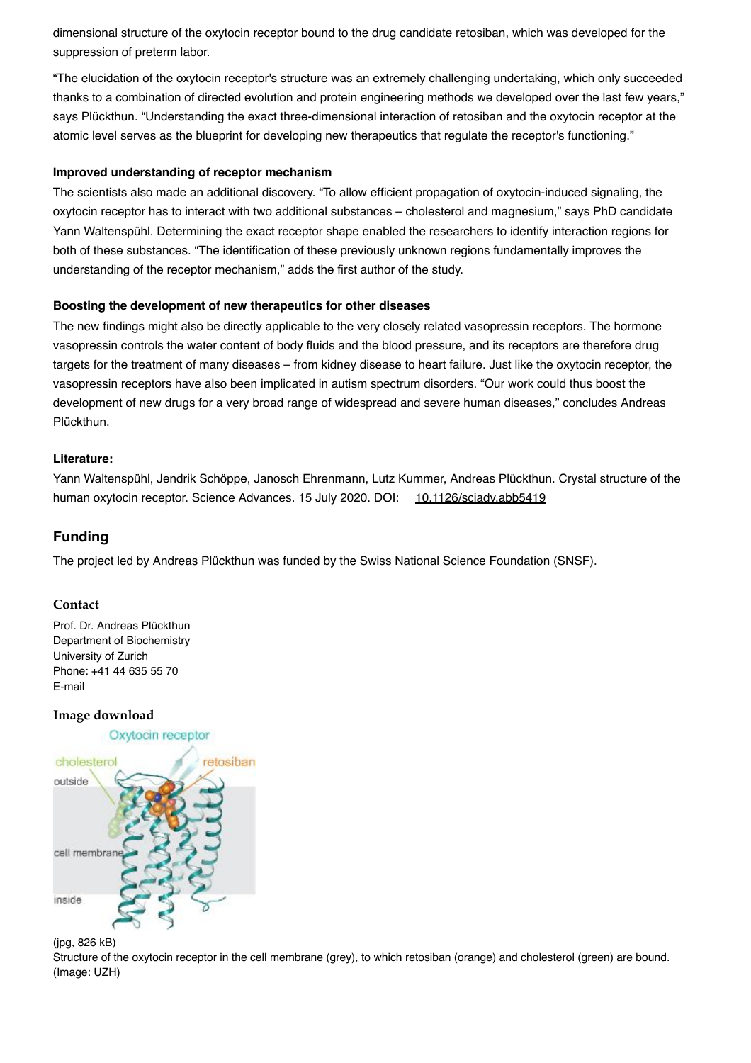dimensional structure of the oxytocin receptor bound to the drug candidate retosiban, which was developed for the suppression of preterm labor.

"The elucidation of the oxytocin receptor's structure was an extremely challenging undertaking, which only succeeded thanks to a combination of directed evolution and protein engineering methods we developed over the last few years," says Plückthun. "Understanding the exact three-dimensional interaction of retosiban and the oxytocin receptor at the atomic level serves as the blueprint for developing new therapeutics that regulate the receptor's functioning."

**Improved understanding of receptor mechanism**

The scientists also made an additional discovery. "To allow efficient propagation of oxytocin-induced signaling, the oxytocin receptor has to interact with two additional substances – cholesterol and magnesium," says PhD candidate Yann Waltenspühl. Determining the exact receptor shape enabled the researchers to identify interaction regions for both of these substances. "The identification of these previously unknown regions fundamentally improves the understanding of the receptor mechanism," adds the first author of the study.

**Boosting the development of new therapeutics for other diseases**

The new findings might also be directly applicable to the very closely related vasopressin receptors. The hormone vasopressin controls the water content of body fluids and the blood pressure, and its receptors are therefore drug targets for the treatment of many diseases – from kidney disease to heart failure. Just like the oxytocin receptor, the vasopressin receptors have also been implicated in autism spectrum disorders. "Our work could thus boost the development of new drugs for a very broad range of widespread and severe human diseases," concludes Andreas Plückthun.

**Literature:**

Yann Waltenspühl, Jendrik Schöppe, Janosch Ehrenmann, Lutz Kummer, Andreas Plückthun. Crystal structure of the human oxytocin receptor. Science Advances. 15 July 2020. DOI: 10.1126/sciadv.abb5419

## Funding

The project led by Andreas Plückthun was funded by the Swiss National Science Foundation (SNSF).

### Contact

Prof. Dr. Andreas Plückthun
Department of Biochemistry
University of Zurich
Phone: +41 44 635 55 70
E-mail

### Image download

(jpg, 826 kB)
Structure of the oxytocin receptor in the cell membrane (grey), to which retosiban (orange) and cholesterol (green) are bound. (Image: UZH)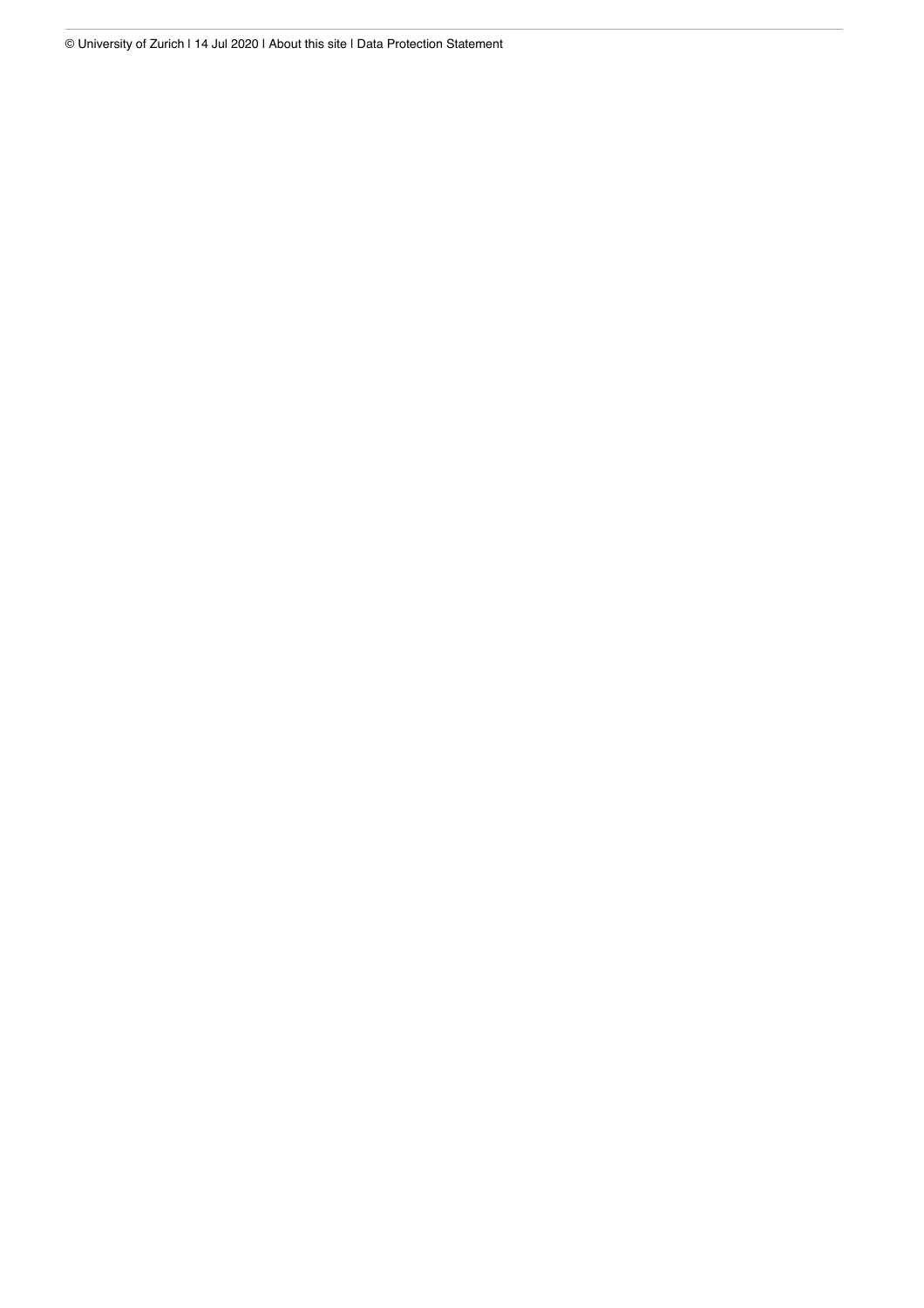© University of Zurich | 14 Jul 2020 | About this site | Data Protection Statement